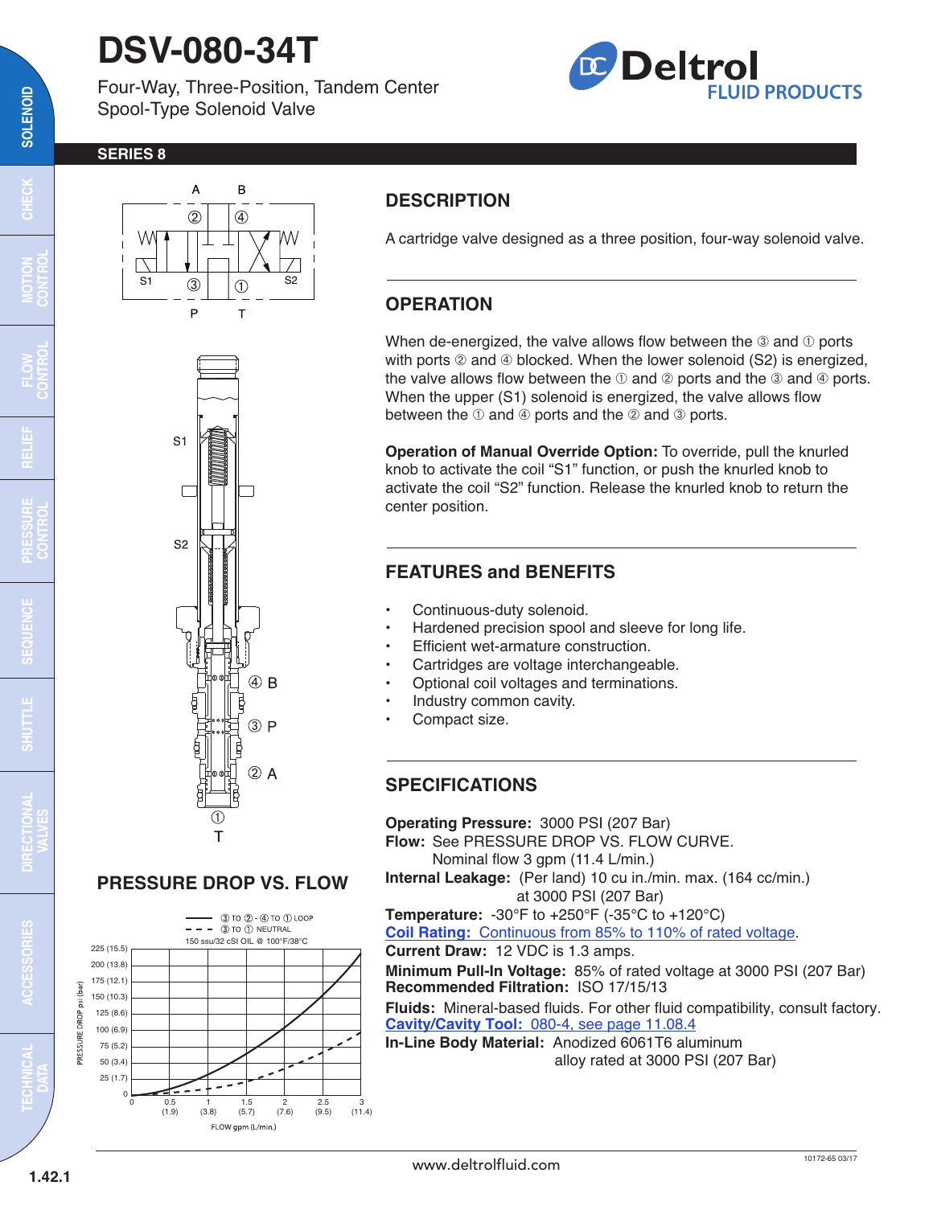# DSV-080-34T

Four-Way, Three-Position, Tandem Center Spool-Type Solenoid Valve

**Deltrol** FLUID PRODUCTS

**SERIES 8**

## DESCRIPTION

A cartridge valve designed as a three position, four-way solenoid valve.

## OPERATION

When de-energized, the valve allows flow between the ③ and ① ports with ports ② and ④ blocked. When the lower solenoid (S2) is energized, the valve allows flow between the ① and ② ports and the ③ and ④ ports. When the upper (S1) solenoid is energized, the valve allows flow between the ① and ④ ports and the ② and ③ ports.

**Operation of Manual Override Option:** To override, pull the knurled knob to activate the coil "S1" function, or push the knurled knob to activate the coil "S2" function. Release the knurled knob to return the center position.

## FEATURES and BENEFITS

- Continuous-duty solenoid.
- Hardened precision spool and sleeve for long life.
- Efficient wet-armature construction.
- Cartridges are voltage interchangeable.
- Optional coil voltages and terminations.
- Industry common cavity.
- Compact size.

## SPECIFICATIONS

**Operating Pressure:** 3000 PSI (207 Bar)
**Flow:** See PRESSURE DROP VS. FLOW CURVE.
Nominal flow 3 gpm (11.4 L/min.)
**Internal Leakage:** (Per land) 10 cu in./min. max. (164 cc/min.) at 3000 PSI (207 Bar)
**Temperature:** -30°F to +250°F (-35°C to +120°C)
**Coil Rating:** Continuous from 85% to 110% of rated voltage.
**Current Draw:** 12 VDC is 1.3 amps.
**Minimum Pull-In Voltage:** 85% of rated voltage at 3000 PSI (207 Bar)
**Recommended Filtration:** ISO 17/15/13
**Fluids:** Mineral-based fluids. For other fluid compatibility, consult factory.
**Cavity/Cavity Tool:** 080-4, see page 11.08.4
**In-Line Body Material:** Anodized 6061T6 aluminum alloy rated at 3000 PSI (207 Bar)

## PRESSURE DROP VS. FLOW

Legend: ——— ③ TO ② - ④ TO ① LOOP; - - - ③ TO ① NEUTRAL
150 ssu/32 cSt OIL @ 100°F/38°C

Y-axis: PRESSURE DROP psi (bar): 0, 25 (1.7), 50 (3.4), 75 (5.2), 100 (6.9), 125 (8.6), 150 (10.3), 175 (12.1), 200 (13.8), 225 (15.5)

X-axis: FLOW gpm (L/min.): 0, 0.5 (1.9), 1 (3.8), 1.5 (5.7), 2 (7.6), 2.5 (9.5), 3 (11.4)

www.deltrolfluid.com

10172-65 03/17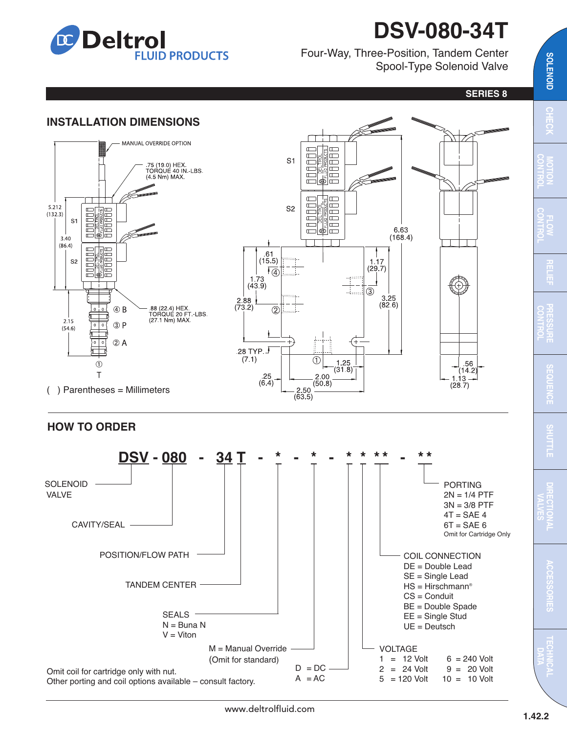# DSV-080-34T

Four-Way, Three-Position, Tandem Center Spool-Type Solenoid Valve

**SERIES 8**

## INSTALLATION DIMENSIONS

MANUAL OVERRIDE OPTION

.75 (19.0) HEX.
TORQUE 40 IN.-LBS.
(4.5 Nm) MAX.

.88 (22.4) HEX.
TORQUE 20 FT.-LBS.
(27.1 Nm) MAX.

5.212 (132.3)
3.40 (86.4)
2.15 (54.6)
S1
S2
④ B
③ P
② A
① T

.61 (15.5)
1.73 (43.9)
2.88 (73.2)
.28 TYP. (7.1)
.25 (6.4)
2.00 (50.8)
2.50 (63.5)
1.25 (31.8)
1.17 (29.7)
3.25 (82.6)
6.63 (168.4)
.56 (14.2)
1.13 (28.7)

( ) Parentheses = Millimeters

## HOW TO ORDER

**DSV - 080 - 34 T - * - * - * * ** - ****

- SOLENOID VALVE
- CAVITY/SEAL
- POSITION/FLOW PATH
- TANDEM CENTER
- SEALS
  - N = Buna N
  - V = Viton
- M = Manual Override (Omit for standard)
- D = DC
- A = AC
- VOLTAGE
  - 1 = 12 Volt
  - 2 = 24 Volt
  - 5 = 120 Volt
  - 6 = 240 Volt
  - 9 = 20 Volt
  - 10 = 10 Volt
- COIL CONNECTION
  - DE = Double Lead
  - SE = Single Lead
  - HS = Hirschmann®
  - CS = Conduit
  - BE = Double Spade
  - EE = Single Stud
  - UE = Deutsch
- PORTING
  - 2N = 1/4 PTF
  - 3N = 3/8 PTF
  - 4T = SAE 4
  - 6T = SAE 6
  - Omit for Cartridge Only

Omit coil for cartridge only with nut.
Other porting and coil options available – consult factory.

www.deltrolfluid.com